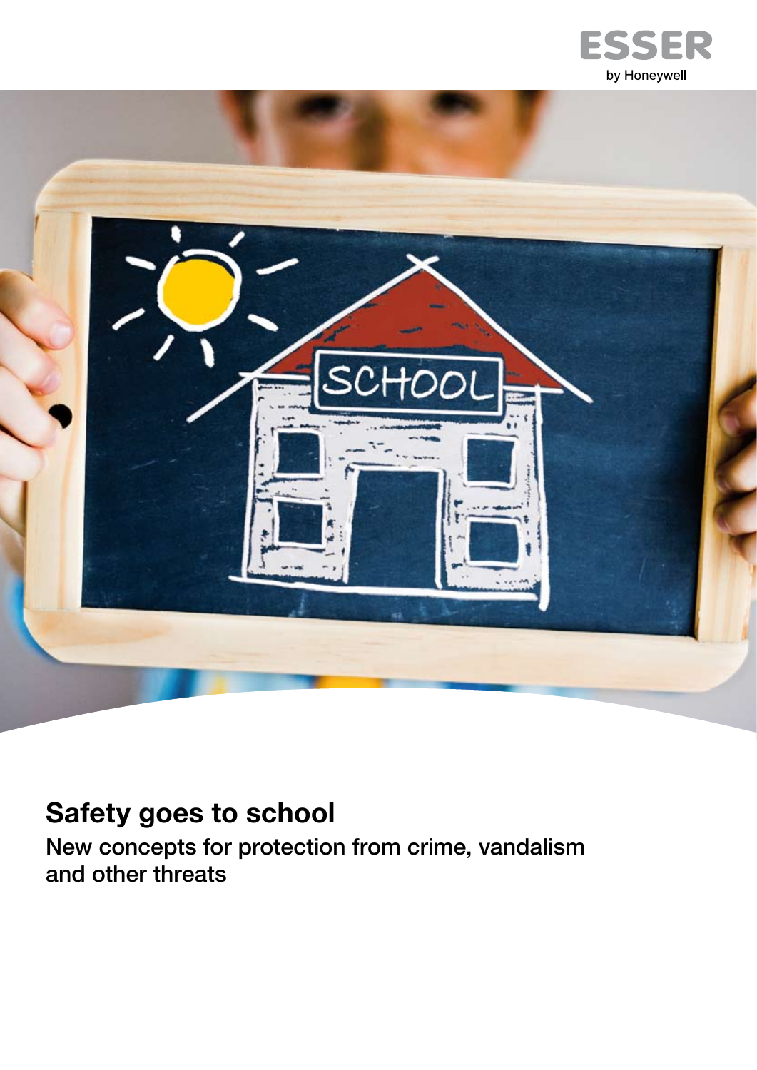ESSER

by Honeywell

# Safety goes to school

## New concepts for protection from crime, vandalism and other threats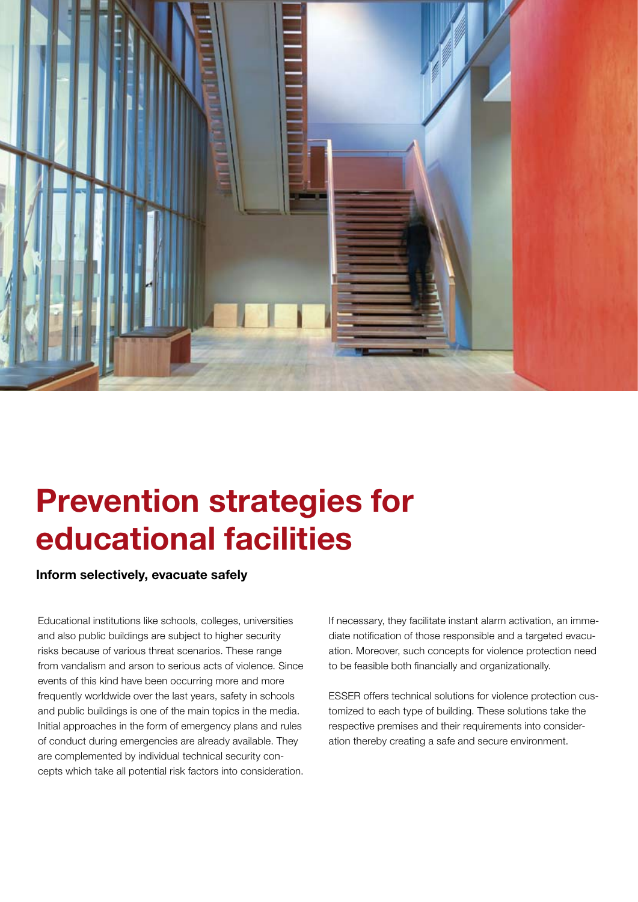# Prevention strategies for educational facilities

**Inform selectively, evacuate safely**

Educational institutions like schools, colleges, universities and also public buildings are subject to higher security risks because of various threat scenarios. These range from vandalism and arson to serious acts of violence. Since events of this kind have been occurring more and more frequently worldwide over the last years, safety in schools and public buildings is one of the main topics in the media. Initial approaches in the form of emergency plans and rules of conduct during emergencies are already available. They are complemented by individual technical security concepts which take all potential risk factors into consideration.

If necessary, they facilitate instant alarm activation, an immediate notification of those responsible and a targeted evacuation. Moreover, such concepts for violence protection need to be feasible both financially and organizationally.

ESSER offers technical solutions for violence protection customized to each type of building. These solutions take the respective premises and their requirements into consideration thereby creating a safe and secure environment.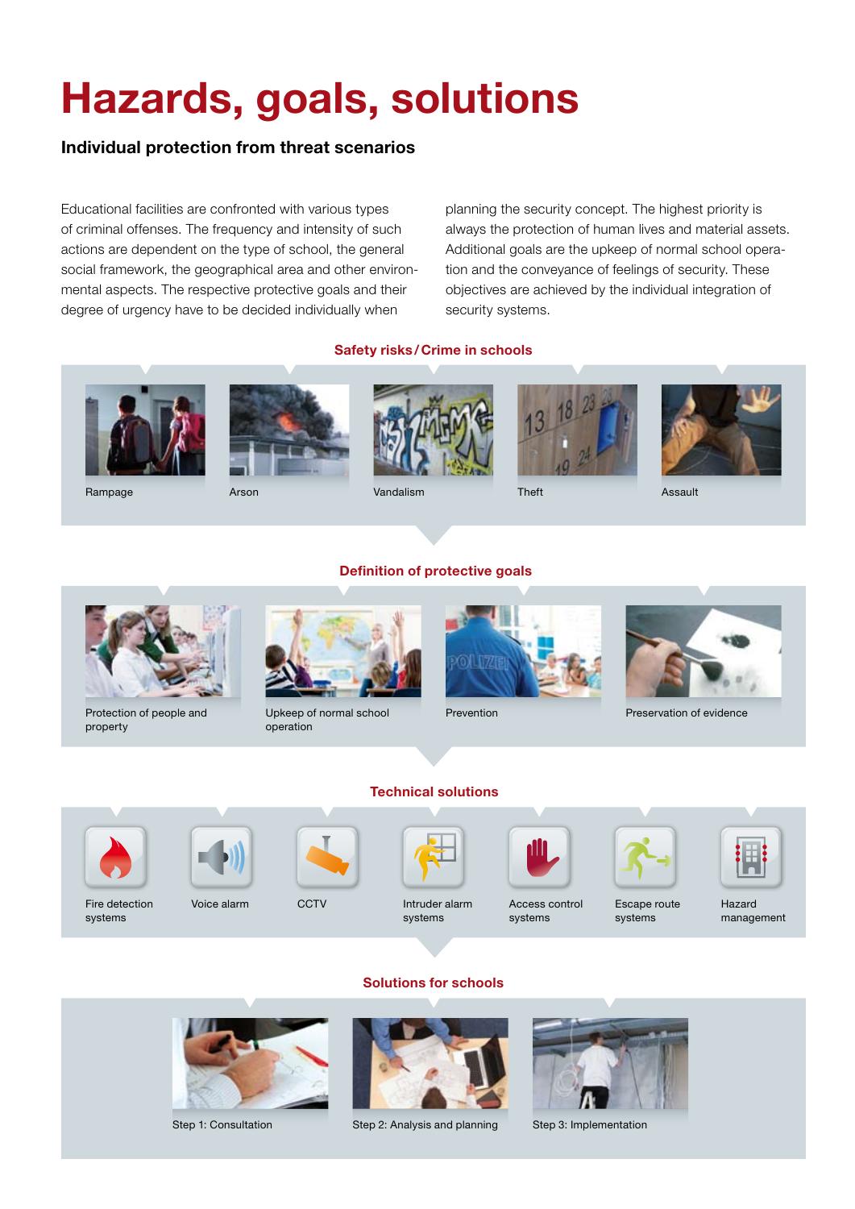# Hazards, goals, solutions

## Individual protection from threat scenarios

Educational facilities are confronted with various types of criminal offenses. The frequency and intensity of such actions are dependent on the type of school, the general social framework, the geographical area and other environmental aspects. The respective protective goals and their degree of urgency have to be decided individually when planning the security concept. The highest priority is always the protection of human lives and material assets. Additional goals are the upkeep of normal school operation and the conveyance of feelings of security. These objectives are achieved by the individual integration of security systems.

### Safety risks / Crime in schools

- Rampage
- Arson
- Vandalism
- Theft
- Assault

### Definition of protective goals

- Protection of people and property
- Upkeep of normal school operation
- Prevention
- Preservation of evidence

### Technical solutions

- Fire detection systems
- Voice alarm
- CCTV
- Intruder alarm systems
- Access control systems
- Escape route systems
- Hazard management

### Solutions for schools

- Step 1: Consultation
- Step 2: Analysis and planning
- Step 3: Implementation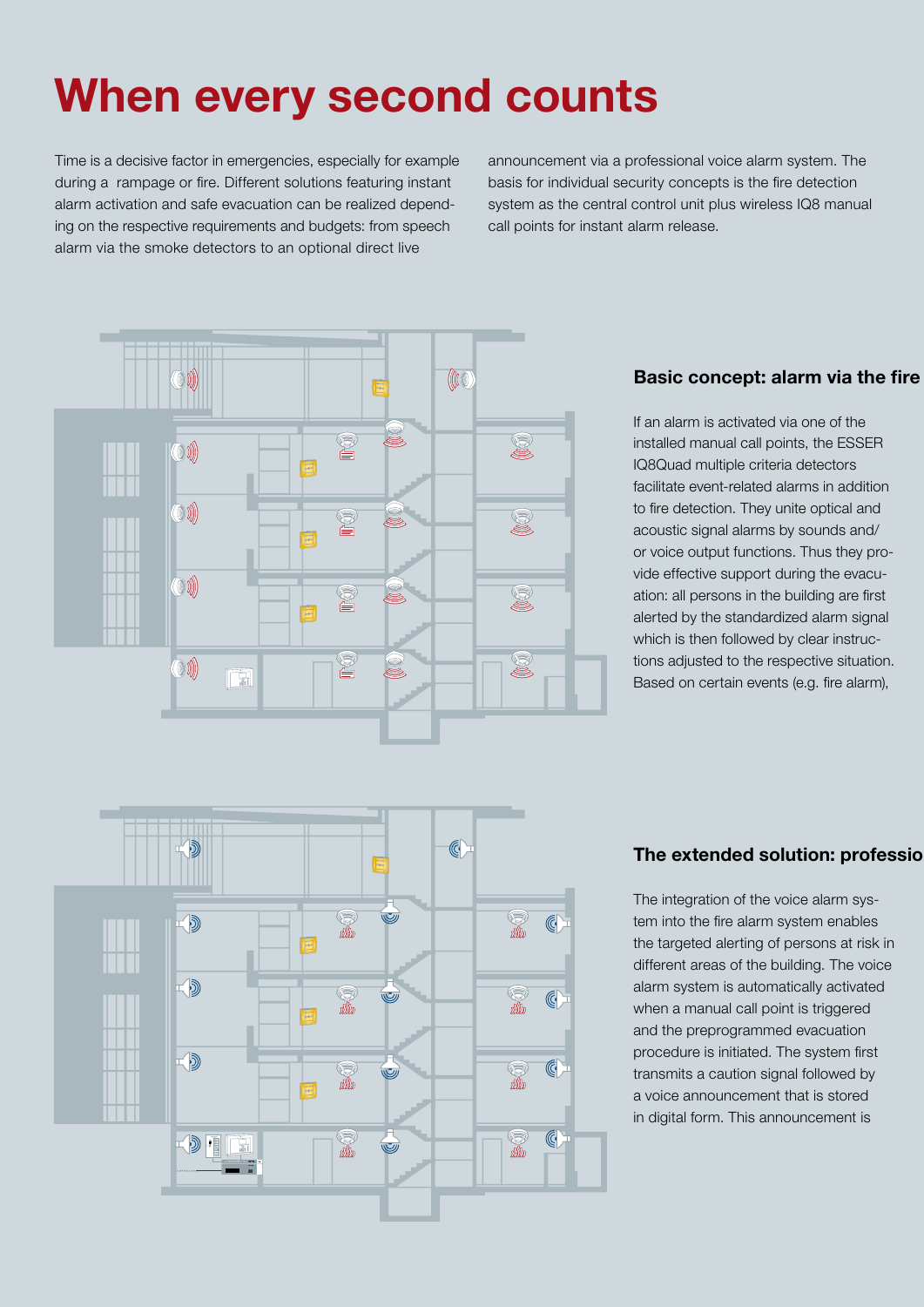# When every second counts

Time is a decisive factor in emergencies, especially for example during a rampage or fire. Different solutions featuring instant alarm activation and safe evacuation can be realized depending on the respective requirements and budgets: from speech alarm via the smoke detectors to an optional direct live announcement via a professional voice alarm system. The basis for individual security concepts is the fire detection system as the central control unit plus wireless IQ8 manual call points for instant alarm release.

### Basic concept: alarm via the fire

If an alarm is activated via one of the installed manual call points, the ESSER IQ8Quad multiple criteria detectors facilitate event-related alarms in addition to fire detection. They unite optical and acoustic signal alarms by sounds and/or voice output functions. Thus they provide effective support during the evacuation: all persons in the building are first alerted by the standardized alarm signal which is then followed by clear instructions adjusted to the respective situation. Based on certain events (e.g. fire alarm),

### The extended solution: professio

The integration of the voice alarm system into the fire alarm system enables the targeted alerting of persons at risk in different areas of the building. The voice alarm system is automatically activated when a manual call point is triggered and the preprogrammed evacuation procedure is initiated. The system first transmits a caution signal followed by a voice announcement that is stored in digital form. This announcement is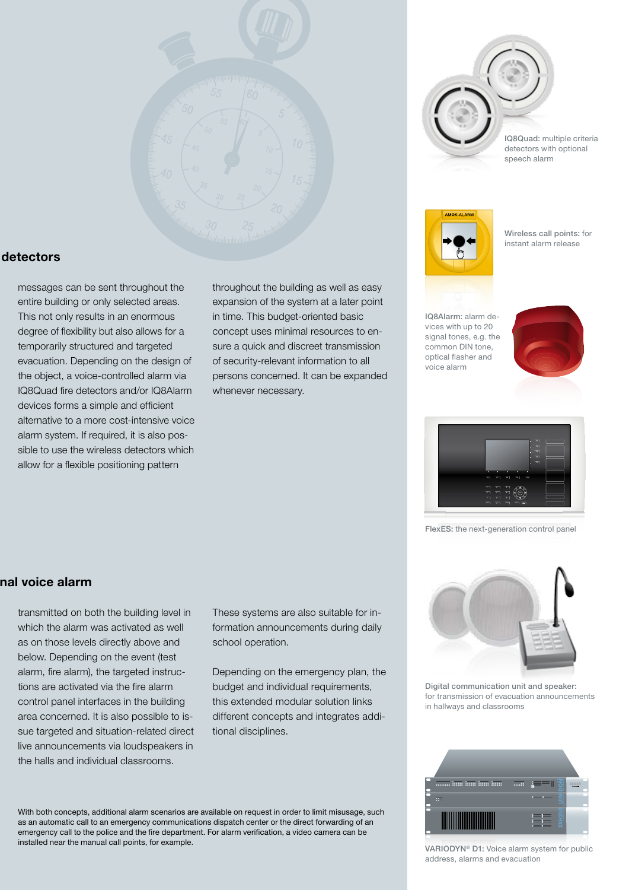## detectors

messages can be sent throughout the entire building or only selected areas. This not only results in an enormous degree of flexibility but also allows for a temporarily structured and targeted evacuation. Depending on the design of the object, a voice-controlled alarm via IQ8Quad fire detectors and/or IQ8Alarm devices forms a simple and efficient alternative to a more cost-intensive voice alarm system. If required, it is also possible to use the wireless detectors which allow for a flexible positioning pattern throughout the building as well as easy expansion of the system at a later point in time. This budget-oriented basic concept uses minimal resources to ensure a quick and discreet transmission of security-relevant information to all persons concerned. It can be expanded whenever necessary.

## nal voice alarm

transmitted on both the building level in which the alarm was activated as well as on those levels directly above and below. Depending on the event (test alarm, fire alarm), the targeted instructions are activated via the fire alarm control panel interfaces in the building area concerned. It is also possible to issue targeted and situation-related direct live announcements via loudspeakers in the halls and individual classrooms.

These systems are also suitable for information announcements during daily school operation.

Depending on the emergency plan, the budget and individual requirements, this extended modular solution links different concepts and integrates additional disciplines.

With both concepts, additional alarm scenarios are available on request in order to limit misusage, such as an automatic call to an emergency communications dispatch center or the direct forwarding of an emergency call to the police and the fire department. For alarm verification, a video camera can be installed near the manual call points, for example.

**IQ8Quad:** multiple criteria detectors with optional speech alarm

**Wireless call points:** for instant alarm release

**IQ8Alarm:** alarm devices with up to 20 signal tones, e.g. the common DIN tone, optical flasher and voice alarm

**FlexES:** the next-generation control panel

**Digital communication unit and speaker:** for transmission of evacuation announcements in hallways and classrooms

**VARIODYN® D1:** Voice alarm system for public address, alarms and evacuation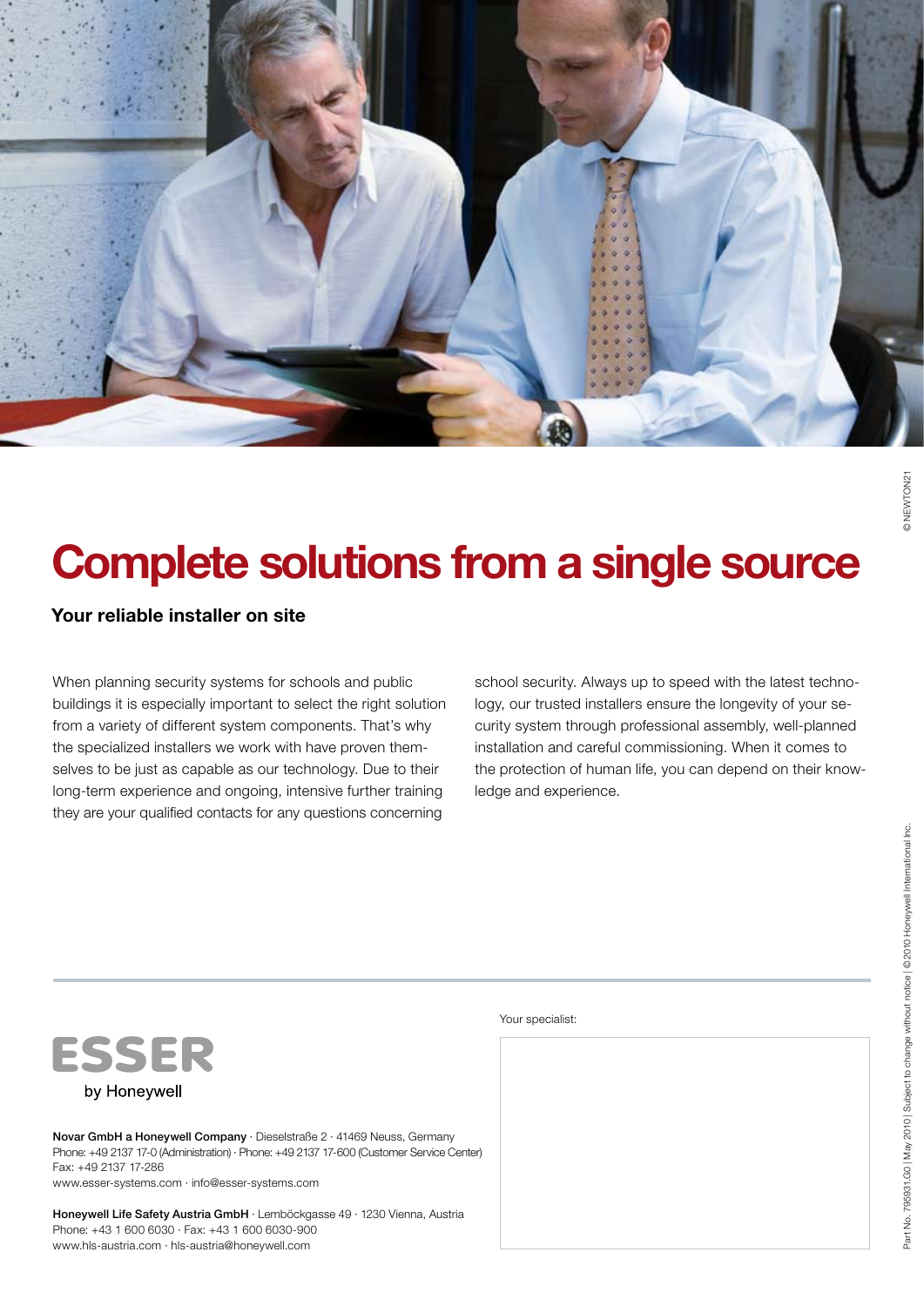# Complete solutions from a single source

**Your reliable installer on site**

When planning security systems for schools and public buildings it is especially important to select the right solution from a variety of different system components. That's why the specialized installers we work with have proven themselves to be just as capable as our technology. Due to their long-term experience and ongoing, intensive further training they are your qualified contacts for any questions concerning school security. Always up to speed with the latest technology, our trusted installers ensure the longevity of your security system through professional assembly, well-planned installation and careful commissioning. When it comes to the protection of human life, you can depend on their knowledge and experience.

ESSER by Honeywell

**Novar GmbH a Honeywell Company** · Dieselstraße 2 · 41469 Neuss, Germany
Phone: +49 2137 17-0 (Administration) · Phone: +49 2137 17-600 (Customer Service Center)
Fax: +49 2137 17-286
www.esser-systems.com · info@esser-systems.com

**Honeywell Life Safety Austria GmbH** · Lemböckgasse 49 · 1230 Vienna, Austria
Phone: +43 1 600 6030 · Fax: +43 1 600 6030-900
www.hls-austria.com · hls-austria@honeywell.com

Your specialist:

© NEWTON21

Part No. 795931.G0 | May 2010 | Subject to change without notice | © 2010 Honeywell International Inc.